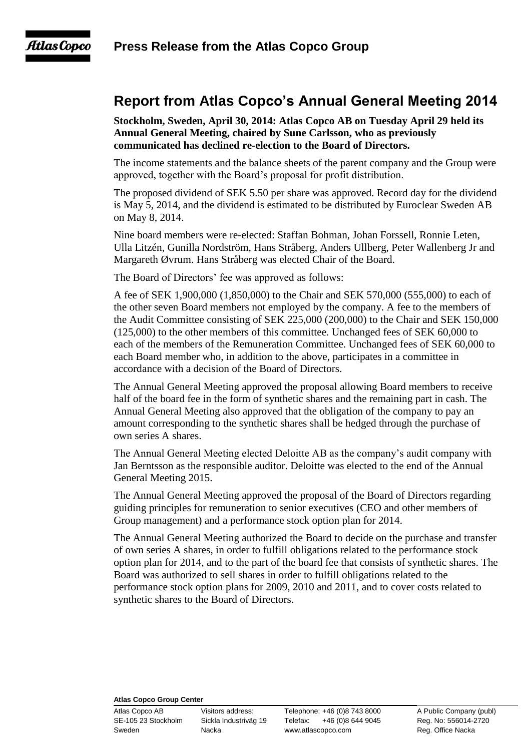**Press Release from the Atlas Copco Group**

# Report from Atlas Copco's Annual General Meeting 2014

**Stockholm, Sweden, April 30, 2014: Atlas Copco AB on Tuesday April 29 held its Annual General Meeting, chaired by Sune Carlsson, who as previously communicated has declined re-election to the Board of Directors.**

The income statements and the balance sheets of the parent company and the Group were approved, together with the Board's proposal for profit distribution.

The proposed dividend of SEK 5.50 per share was approved. Record day for the dividend is May 5, 2014, and the dividend is estimated to be distributed by Euroclear Sweden AB on May 8, 2014.

Nine board members were re-elected: Staffan Bohman, Johan Forssell, Ronnie Leten, Ulla Litzén, Gunilla Nordström, Hans Stråberg, Anders Ullberg, Peter Wallenberg Jr and Margareth Øvrum. Hans Stråberg was elected Chair of the Board.

The Board of Directors' fee was approved as follows:

A fee of SEK 1,900,000 (1,850,000) to the Chair and SEK 570,000 (555,000) to each of the other seven Board members not employed by the company. A fee to the members of the Audit Committee consisting of SEK 225,000 (200,000) to the Chair and SEK 150,000 (125,000) to the other members of this committee. Unchanged fees of SEK 60,000 to each of the members of the Remuneration Committee. Unchanged fees of SEK 60,000 to each Board member who, in addition to the above, participates in a committee in accordance with a decision of the Board of Directors.

The Annual General Meeting approved the proposal allowing Board members to receive half of the board fee in the form of synthetic shares and the remaining part in cash. The Annual General Meeting also approved that the obligation of the company to pay an amount corresponding to the synthetic shares shall be hedged through the purchase of own series A shares.

The Annual General Meeting elected Deloitte AB as the company's audit company with Jan Berntsson as the responsible auditor. Deloitte was elected to the end of the Annual General Meeting 2015.

The Annual General Meeting approved the proposal of the Board of Directors regarding guiding principles for remuneration to senior executives (CEO and other members of Group management) and a performance stock option plan for 2014.

The Annual General Meeting authorized the Board to decide on the purchase and transfer of own series A shares, in order to fulfill obligations related to the performance stock option plan for 2014, and to the part of the board fee that consists of synthetic shares. The Board was authorized to sell shares in order to fulfill obligations related to the performance stock option plans for 2009, 2010 and 2011, and to cover costs related to synthetic shares to the Board of Directors.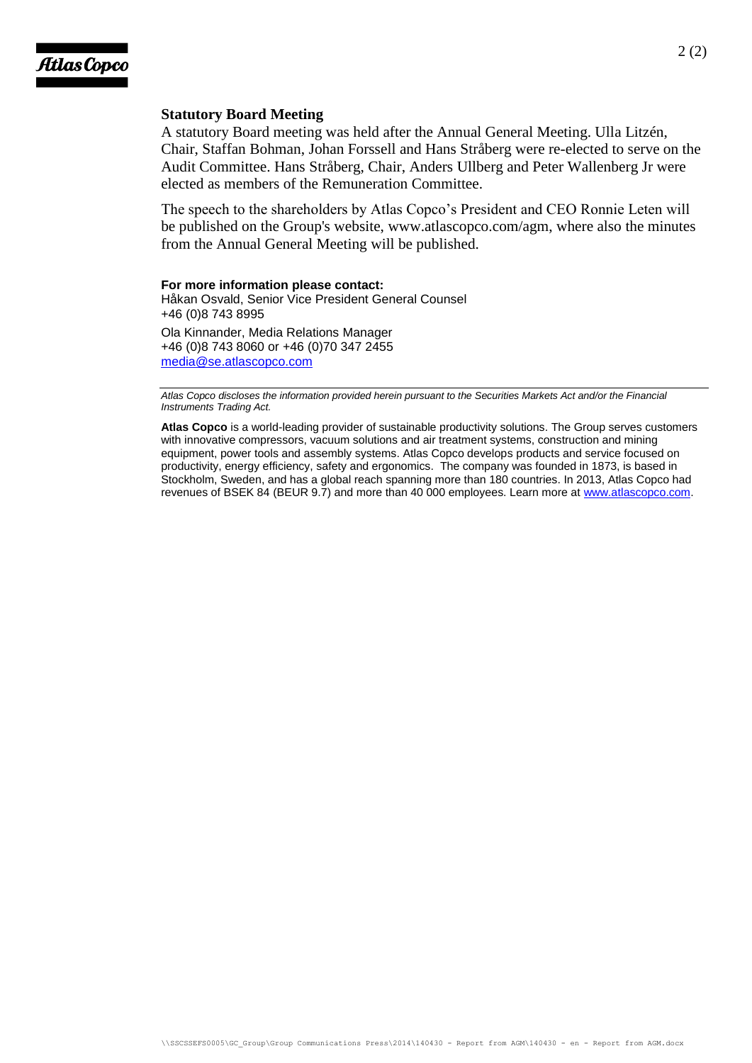## Statutory Board Meeting

A statutory Board meeting was held after the Annual General Meeting. Ulla Litzén, Chair, Staffan Bohman, Johan Forssell and Hans Stråberg were re-elected to serve on the Audit Committee. Hans Stråberg, Chair, Anders Ullberg and Peter Wallenberg Jr were elected as members of the Remuneration Committee.

The speech to the shareholders by Atlas Copco's President and CEO Ronnie Leten will be published on the Group's website, www.atlascopco.com/agm, where also the minutes from the Annual General Meeting will be published.

**For more information please contact:**
Håkan Osvald, Senior Vice President General Counsel
+46 (0)8 743 8995

Ola Kinnander, Media Relations Manager
+46 (0)8 743 8060 or +46 (0)70 347 2455
media@se.atlascopco.com

---

*Atlas Copco discloses the information provided herein pursuant to the Securities Markets Act and/or the Financial Instruments Trading Act.*

**Atlas Copco** is a world-leading provider of sustainable productivity solutions. The Group serves customers with innovative compressors, vacuum solutions and air treatment systems, construction and mining equipment, power tools and assembly systems. Atlas Copco develops products and service focused on productivity, energy efficiency, safety and ergonomics. The company was founded in 1873, is based in Stockholm, Sweden, and has a global reach spanning more than 180 countries. In 2013, Atlas Copco had revenues of BSEK 84 (BEUR 9.7) and more than 40 000 employees. Learn more at www.atlascopco.com.